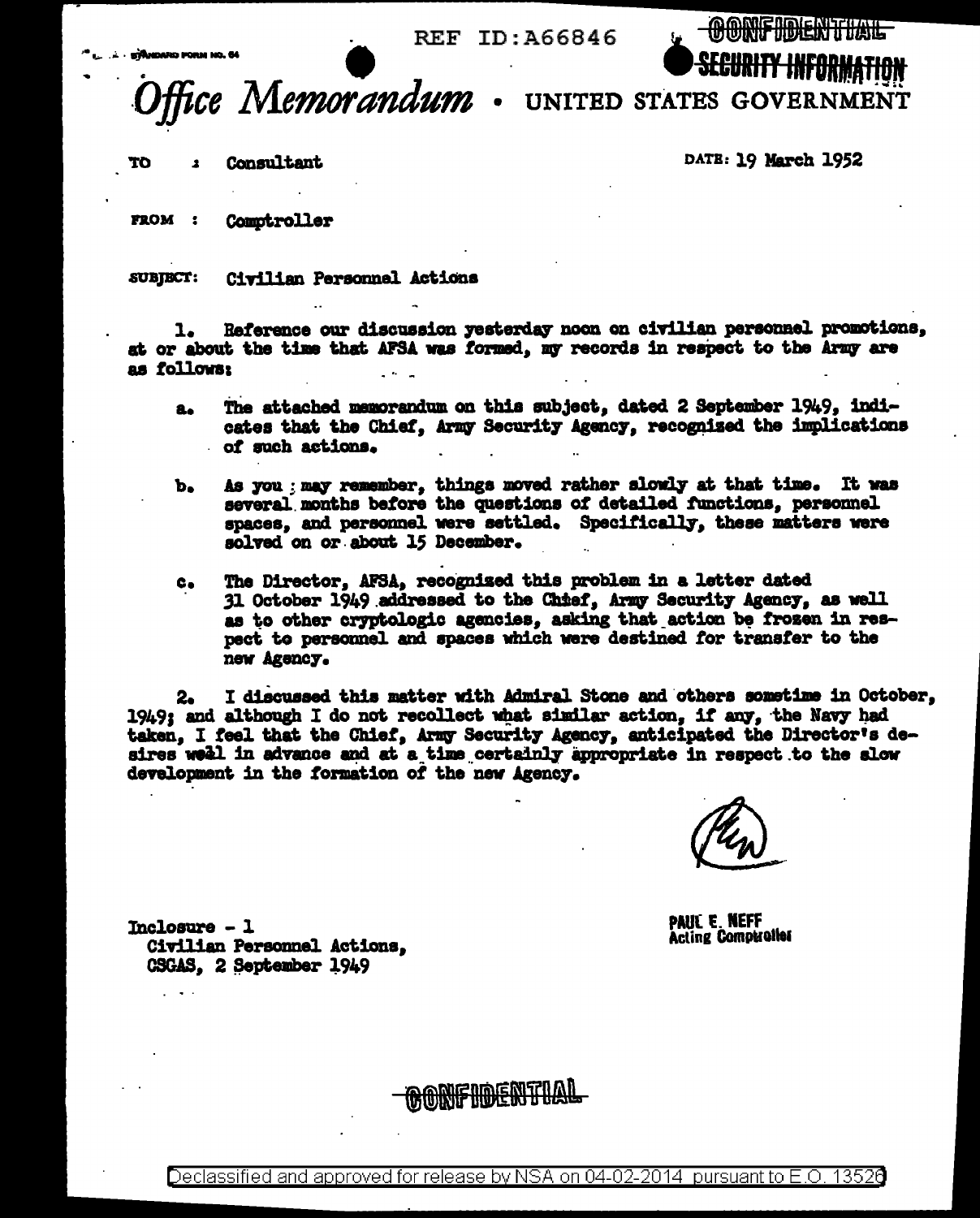REF ID:A66846

STANDARD FORM NO. 64

CONFIDENTIAL
SECURITY INFORMATION

# Office Memorandum • UNITED STATES GOVERNMENT

TO : Consultant

DATE: 19 March 1952

FROM : Comptroller

SUBJECT: Civilian Personnel Actions

1. Reference our discussion yesterday noon on civilian personnel promotions, at or about the time that AFSA was formed, my records in respect to the Army are as follows:

   a. The attached memorandum on this subject, dated 2 September 1949, indicates that the Chief, Army Security Agency, recognized the implications of such actions.

   b. As you may remember, things moved rather slowly at that time. It was several months before the questions of detailed functions, personnel spaces, and personnel were settled. Specifically, these matters were solved on or about 15 December.

   c. The Director, AFSA, recognized this problem in a letter dated 31 October 1949 addressed to the Chief, Army Security Agency, as well as to other cryptologic agencies, asking that action be frozen in respect to personnel and spaces which were destined for transfer to the new Agency.

2. I discussed this matter with Admiral Stone and others sometime in October, 1949; and although I do not recollect what similar action, if any, the Navy had taken, I feel that the Chief, Army Security Agency, anticipated the Director's desires well in advance and at a time certainly appropriate in respect to the slow development in the formation of the new Agency.

PAUL E. NEFF
Acting Comptroller

Inclosure - 1
Civilian Personnel Actions,
CSGAS, 2 September 1949

CONFIDENTIAL

Declassified and approved for release by NSA on 04-02-2014 pursuant to E.O. 13526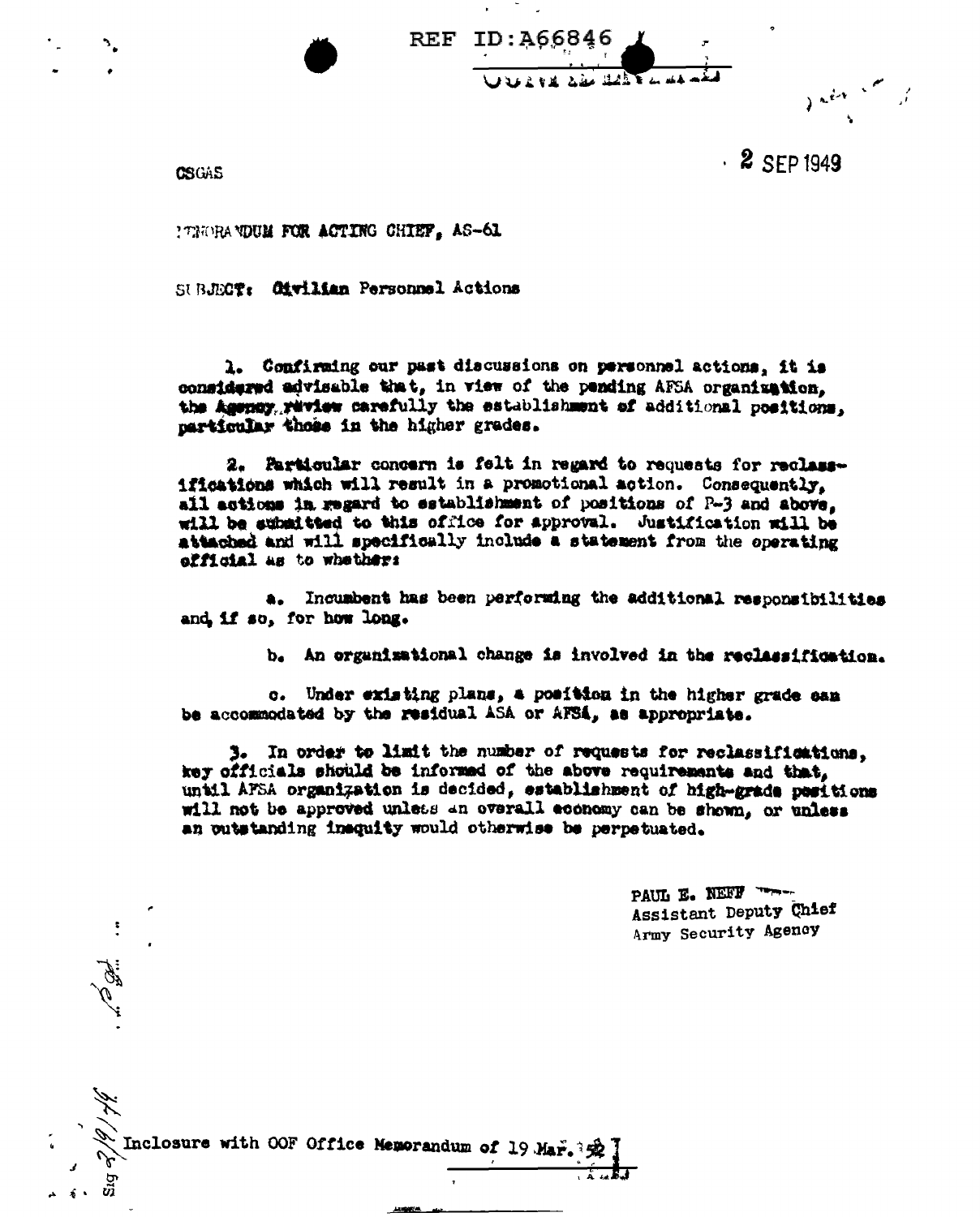REF ID:A66846

CSGAS

2 SEP 1949

MEMORANDUM FOR ACTING CHIEF, AS-61

SUBJECT: Civilian Personnel Actions

1. Confirming our past discussions on personnel actions, it is considered advisable that, in view of the pending AFSA organization, the Agency review carefully the establishment of additional positions, particular those in the higher grades.

2. Particular concern is felt in regard to requests for reclassifications which will result in a promotional action. Consequently, all actions in regard to establishment of positions of P-3 and above, will be submitted to this office for approval. Justification will be attached and will specifically include a statement from the operating official as to whether:

a. Incumbent has been performing the additional responsibilities and, if so, for how long.

b. An organizational change is involved in the reclassification.

c. Under existing plans, a position in the higher grade can be accommodated by the residual ASA or AFSA, as appropriate.

3. In order to limit the number of requests for reclassifications, key officials should be informed of the above requirements and that, until AFSA organization is decided, establishment of high-grade positions will not be approved unless an overall economy can be shown, or unless an outstanding inequity would otherwise be perpetuated.

PAUL E. NEFF
Assistant Deputy Chief
Army Security Agency

Inclosure with OOF Office Memorandum of 19 Mar. 52